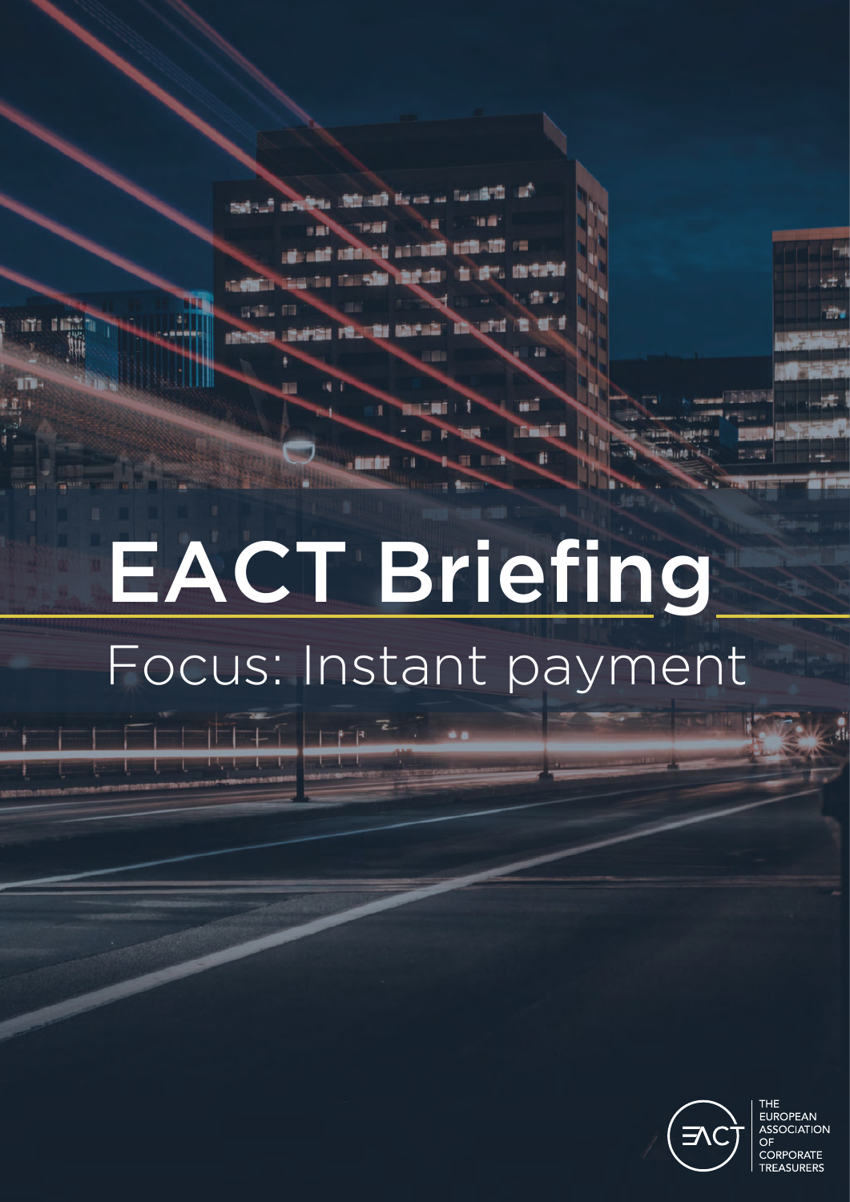# EACT Briefing

## Focus: Instant payment

THE EUROPEAN ASSOCIATION OF CORPORATE TREASURERS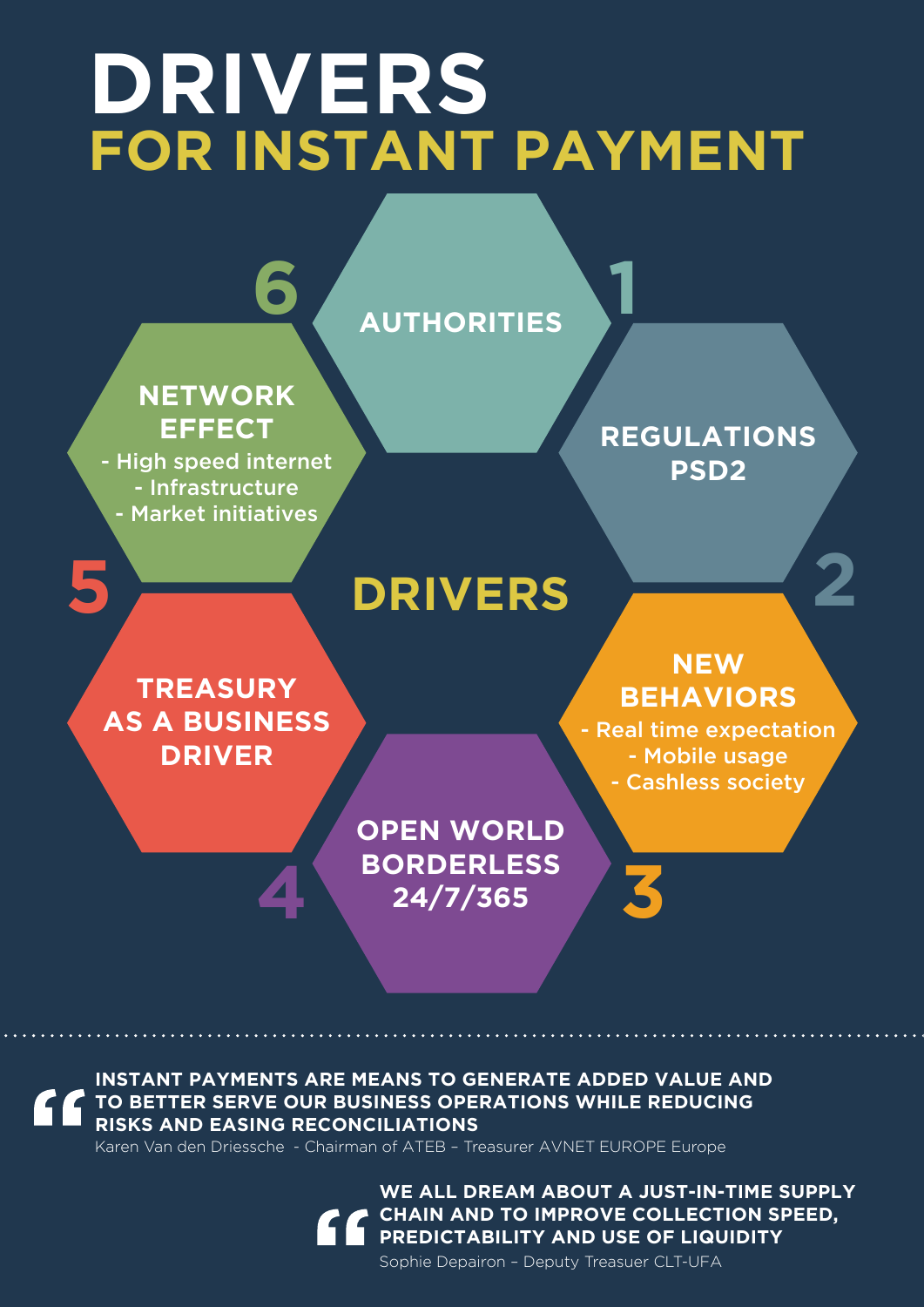# DRIVERS
## FOR INSTANT PAYMENT

**DRIVERS**

1. **AUTHORITIES**
2. **REGULATIONS PSD2**
3. **NEW BEHAVIORS**
   - Real time expectation
   - Mobile usage
   - Cashless society
4. **OPEN WORLD BORDERLESS 24/7/365**
5. **TREASURY AS A BUSINESS DRIVER**
6. **NETWORK EFFECT**
   - High speed internet
   - Infrastructure
   - Market initiatives

---

> **INSTANT PAYMENTS ARE MEANS TO GENERATE ADDED VALUE AND TO BETTER SERVE OUR BUSINESS OPERATIONS WHILE REDUCING RISKS AND EASING RECONCILIATIONS**
>
> Karen Van den Driessche - Chairman of ATEB – Treasurer AVNET EUROPE Europe

> **WE ALL DREAM ABOUT A JUST-IN-TIME SUPPLY CHAIN AND TO IMPROVE COLLECTION SPEED, PREDICTABILITY AND USE OF LIQUIDITY**
>
> Sophie Depairon – Deputy Treasuer CLT-UFA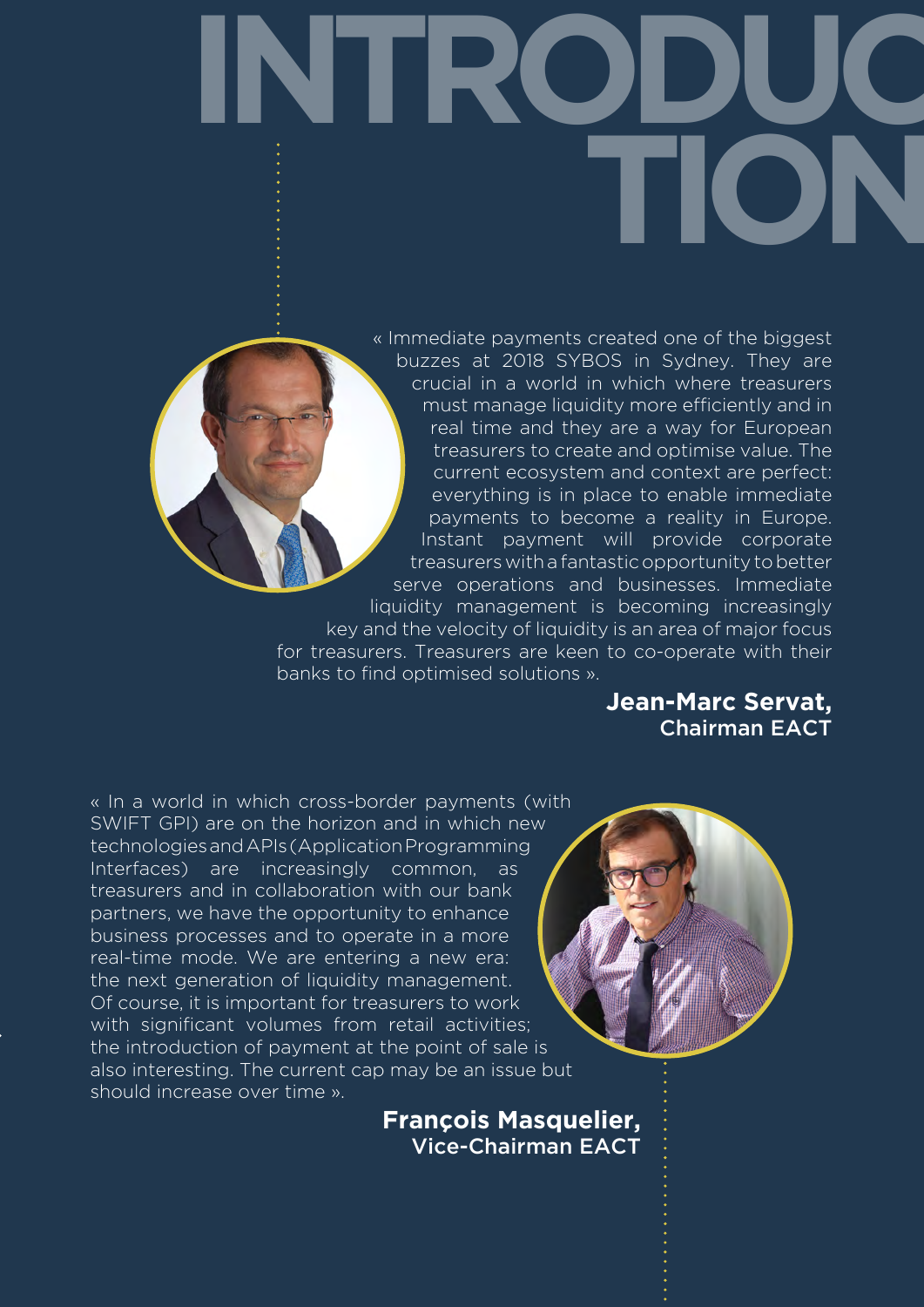# INTRODUCTION

« Immediate payments created one of the biggest buzzes at 2018 SYBOS in Sydney. They are crucial in a world in which where treasurers must manage liquidity more efficiently and in real time and they are a way for European treasurers to create and optimise value. The current ecosystem and context are perfect: everything is in place to enable immediate payments to become a reality in Europe. Instant payment will provide corporate treasurers with a fantastic opportunity to better serve operations and businesses. Immediate liquidity management is becoming increasingly key and the velocity of liquidity is an area of major focus for treasurers. Treasurers are keen to co-operate with their banks to find optimised solutions ».

**Jean-Marc Servat,**
Chairman EACT

« In a world in which cross-border payments (with SWIFT GPI) are on the horizon and in which new technologies and APIs (Application Programming Interfaces) are increasingly common, as treasurers and in collaboration with our bank partners, we have the opportunity to enhance business processes and to operate in a more real-time mode. We are entering a new era: the next generation of liquidity management. Of course, it is important for treasurers to work with significant volumes from retail activities; the introduction of payment at the point of sale is also interesting. The current cap may be an issue but should increase over time ».

**François Masquelier,**
Vice-Chairman EACT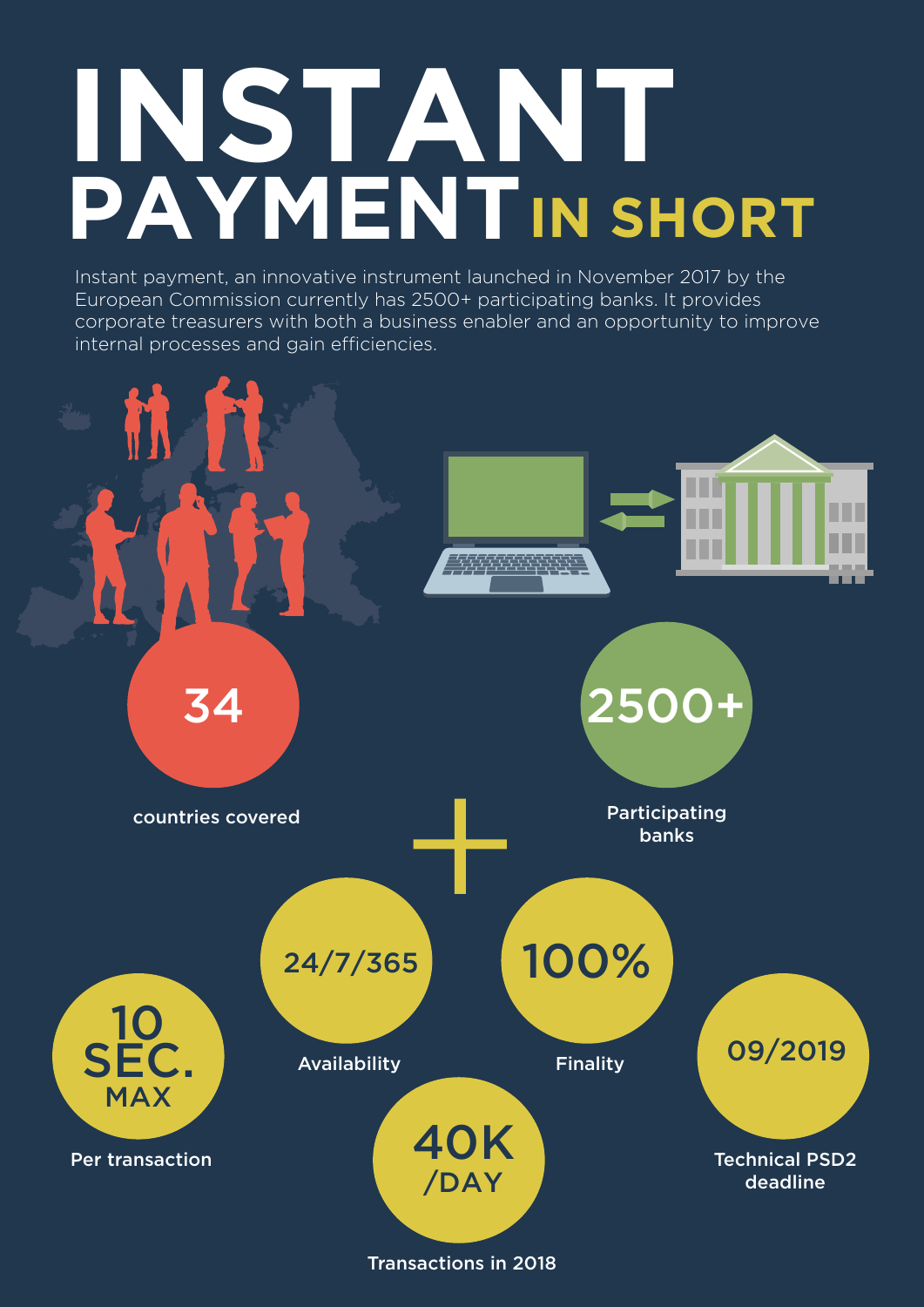# INSTANT PAYMENT IN SHORT

Instant payment, an innovative instrument launched in November 2017 by the European Commission currently has 2500+ participating banks. It provides corporate treasurers with both a business enabler and an opportunity to improve internal processes and gain efficiencies.

**34**
countries covered

**2500+**
Participating banks

**10 SEC. MAX**
Per transaction

**24/7/365**
Availability

**100%**
Finality

**09/2019**
Technical PSD2 deadline

**40K /DAY**
Transactions in 2018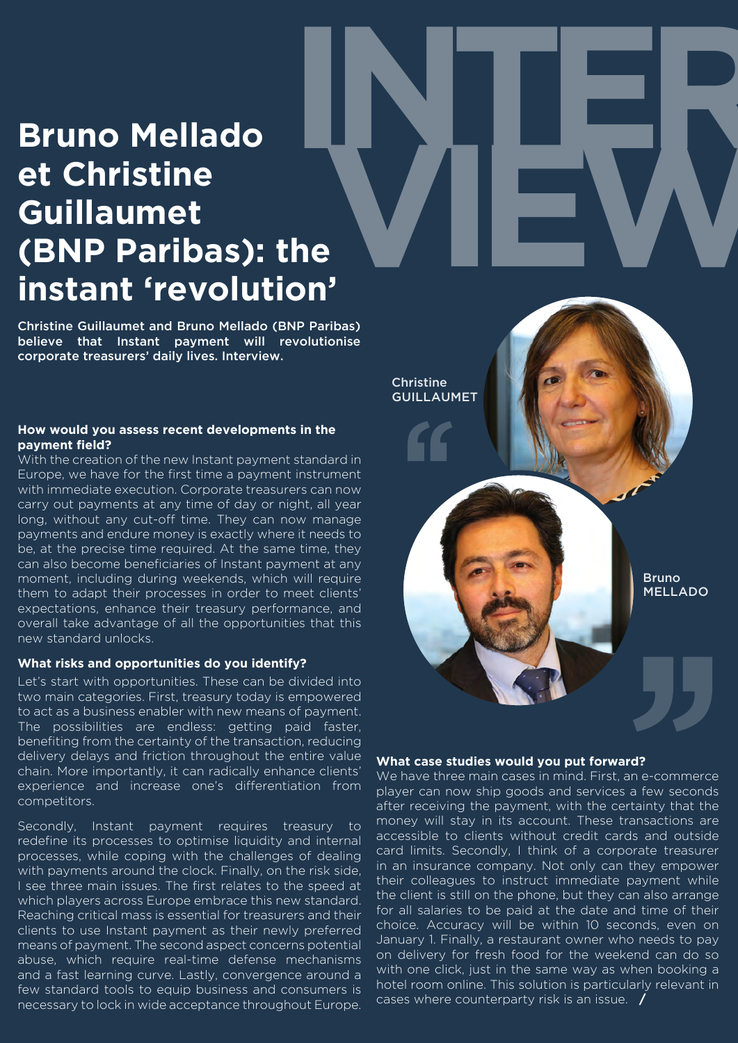# Bruno Mellado et Christine Guillaumet (BNP Paribas): the instant 'revolution'

**Christine Guillaumet and Bruno Mellado (BNP Paribas) believe that Instant payment will revolutionise corporate treasurers' daily lives. Interview.**

Christine GUILLAUMET

Bruno MELLADO

### How would you assess recent developments in the payment field?

With the creation of the new Instant payment standard in Europe, we have for the first time a payment instrument with immediate execution. Corporate treasurers can now carry out payments at any time of day or night, all year long, without any cut-off time. They can now manage payments and endure money is exactly where it needs to be, at the precise time required. At the same time, they can also become beneficiaries of Instant payment at any moment, including during weekends, which will require them to adapt their processes in order to meet clients' expectations, enhance their treasury performance, and overall take advantage of all the opportunities that this new standard unlocks.

### What risks and opportunities do you identify?

Let's start with opportunities. These can be divided into two main categories. First, treasury today is empowered to act as a business enabler with new means of payment. The possibilities are endless: getting paid faster, benefiting from the certainty of the transaction, reducing delivery delays and friction throughout the entire value chain. More importantly, it can radically enhance clients' experience and increase one's differentiation from competitors.

Secondly, Instant payment requires treasury to redefine its processes to optimise liquidity and internal processes, while coping with the challenges of dealing with payments around the clock. Finally, on the risk side, I see three main issues. The first relates to the speed at which players across Europe embrace this new standard. Reaching critical mass is essential for treasurers and their clients to use Instant payment as their newly preferred means of payment. The second aspect concerns potential abuse, which require real-time defense mechanisms and a fast learning curve. Lastly, convergence around a few standard tools to equip business and consumers is necessary to lock in wide acceptance throughout Europe.

### What case studies would you put forward?

We have three main cases in mind. First, an e-commerce player can now ship goods and services a few seconds after receiving the payment, with the certainty that the money will stay in its account. These transactions are accessible to clients without credit cards and outside card limits. Secondly, I think of a corporate treasurer in an insurance company. Not only can they empower their colleagues to instruct immediate payment while the client is still on the phone, but they can also arrange for all salaries to be paid at the date and time of their choice. Accuracy will be within 10 seconds, even on January 1. Finally, a restaurant owner who needs to pay on delivery for fresh food for the weekend can do so with one click, just in the same way as when booking a hotel room online. This solution is particularly relevant in cases where counterparty risk is an issue.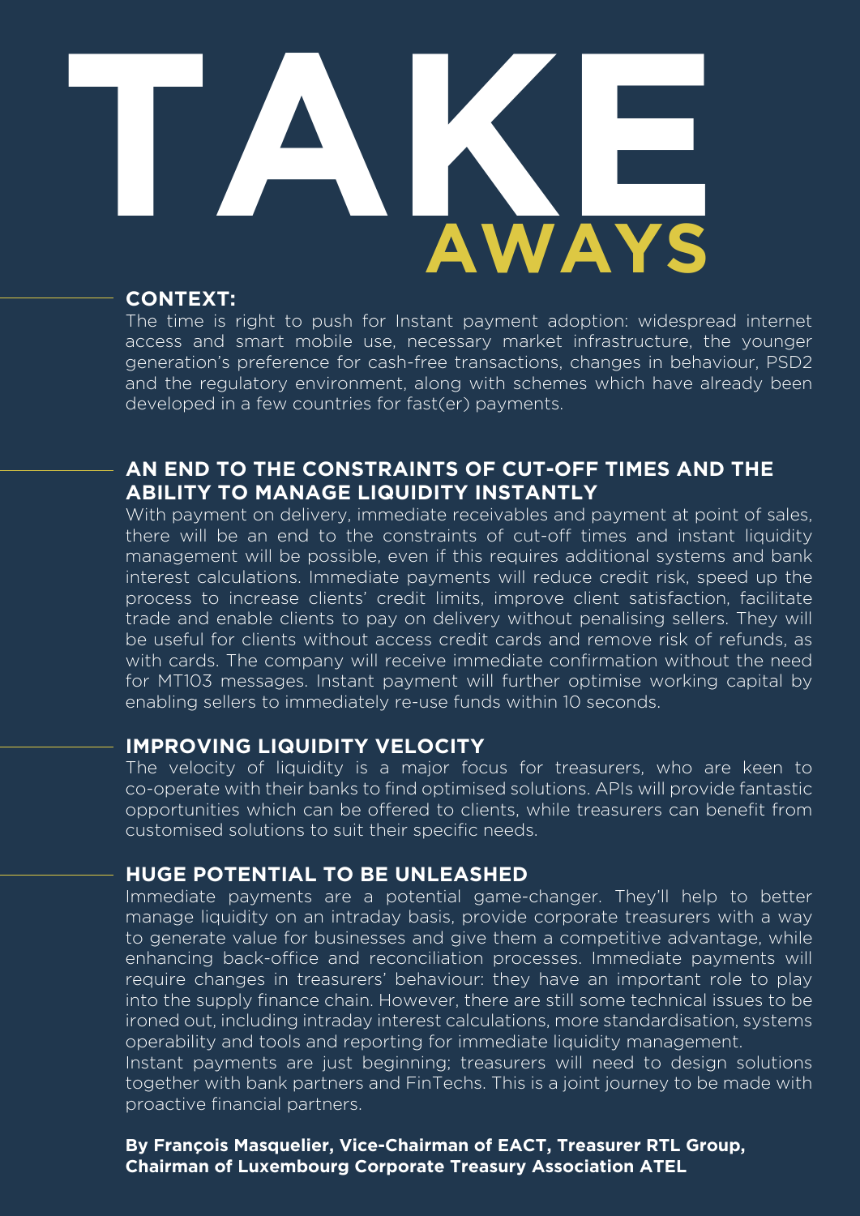# TAKE AWAYS

## CONTEXT:

The time is right to push for Instant payment adoption: widespread internet access and smart mobile use, necessary market infrastructure, the younger generation's preference for cash-free transactions, changes in behaviour, PSD2 and the regulatory environment, along with schemes which have already been developed in a few countries for fast(er) payments.

## AN END TO THE CONSTRAINTS OF CUT-OFF TIMES AND THE ABILITY TO MANAGE LIQUIDITY INSTANTLY

With payment on delivery, immediate receivables and payment at point of sales, there will be an end to the constraints of cut-off times and instant liquidity management will be possible, even if this requires additional systems and bank interest calculations. Immediate payments will reduce credit risk, speed up the process to increase clients' credit limits, improve client satisfaction, facilitate trade and enable clients to pay on delivery without penalising sellers. They will be useful for clients without access credit cards and remove risk of refunds, as with cards. The company will receive immediate confirmation without the need for MT103 messages. Instant payment will further optimise working capital by enabling sellers to immediately re-use funds within 10 seconds.

## IMPROVING LIQUIDITY VELOCITY

The velocity of liquidity is a major focus for treasurers, who are keen to co-operate with their banks to find optimised solutions. APIs will provide fantastic opportunities which can be offered to clients, while treasurers can benefit from customised solutions to suit their specific needs.

## HUGE POTENTIAL TO BE UNLEASHED

Immediate payments are a potential game-changer. They'll help to better manage liquidity on an intraday basis, provide corporate treasurers with a way to generate value for businesses and give them a competitive advantage, while enhancing back-office and reconciliation processes. Immediate payments will require changes in treasurers' behaviour: they have an important role to play into the supply finance chain. However, there are still some technical issues to be ironed out, including intraday interest calculations, more standardisation, systems operability and tools and reporting for immediate liquidity management.

Instant payments are just beginning; treasurers will need to design solutions together with bank partners and FinTechs. This is a joint journey to be made with proactive financial partners.

**By François Masquelier, Vice-Chairman of EACT, Treasurer RTL Group, Chairman of Luxembourg Corporate Treasury Association ATEL**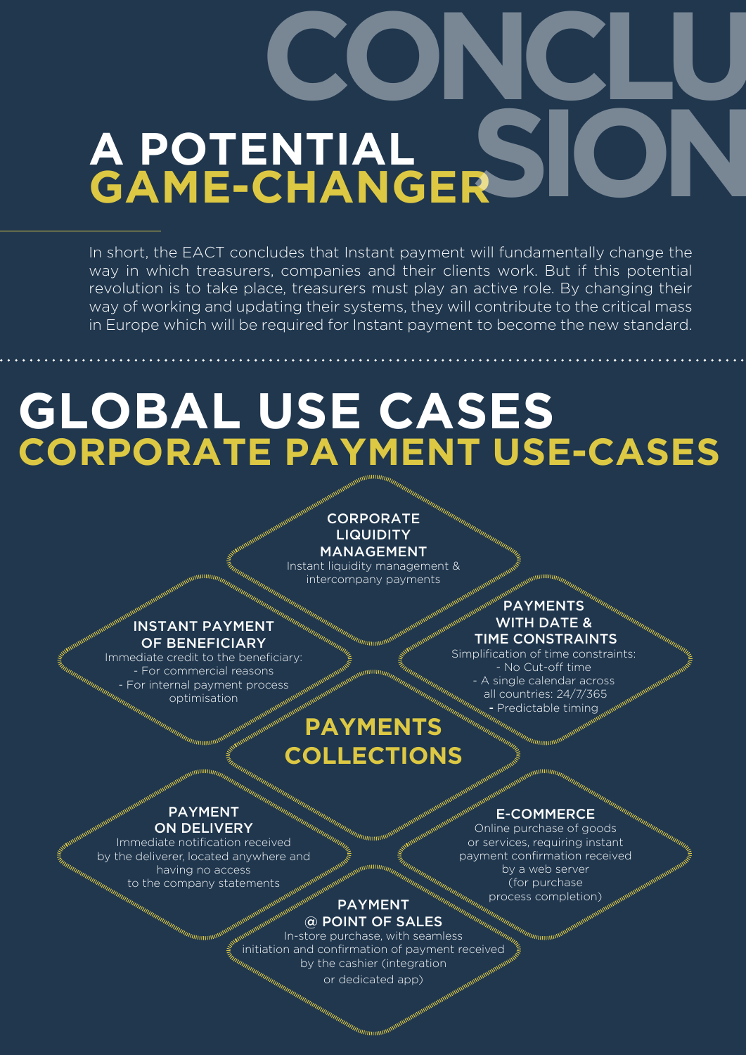# CONCLUSION

## A POTENTIAL GAME-CHANGER

In short, the EACT concludes that Instant payment will fundamentally change the way in which treasurers, companies and their clients work. But if this potential revolution is to take place, treasurers must play an active role. By changing their way of working and updating their systems, they will contribute to the critical mass in Europe which will be required for Instant payment to become the new standard.

# GLOBAL USE CASES

## CORPORATE PAYMENT USE-CASES

### CORPORATE LIQUIDITY MANAGEMENT

Instant liquidity management & intercompany payments

### INSTANT PAYMENT OF BENEFICIARY

Immediate credit to the beneficiary:
- For commercial reasons
- For internal payment process optimisation

### PAYMENTS WITH DATE & TIME CONSTRAINTS

Simplification of time constraints:
- No Cut-off time
- A single calendar across all countries: 24/7/365
- Predictable timing

### PAYMENTS COLLECTIONS

### PAYMENT ON DELIVERY

Immediate notification received by the deliverer, located anywhere and having no access to the company statements

### E-COMMERCE

Online purchase of goods or services, requiring instant payment confirmation received by a web server (for purchase process completion)

### PAYMENT @ POINT OF SALES

In-store purchase, with seamless initiation and confirmation of payment received by the cashier (integration or dedicated app)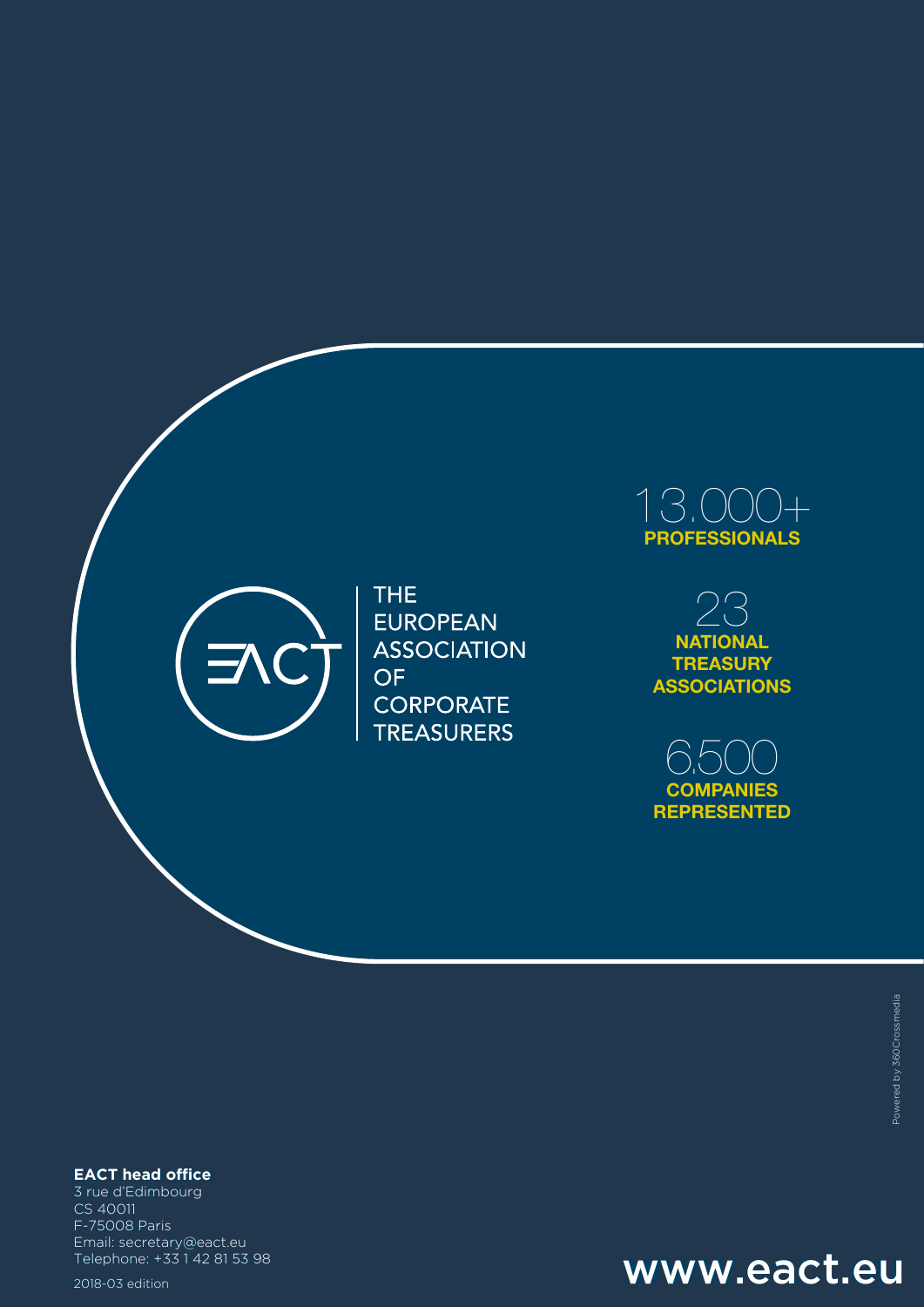THE EUROPEAN ASSOCIATION OF CORPORATE TREASURERS

13,000+
**PROFESSIONALS**

23
**NATIONAL TREASURY ASSOCIATIONS**

6,500
**COMPANIES REPRESENTED**

Powered by 360Crossmedia

**EACT head office**
3 rue d'Edimbourg
CS 40011
F-75008 Paris
Email: secretary@eact.eu
Telephone: +33 1 42 81 53 98

2018-03 edition

www.eact.eu